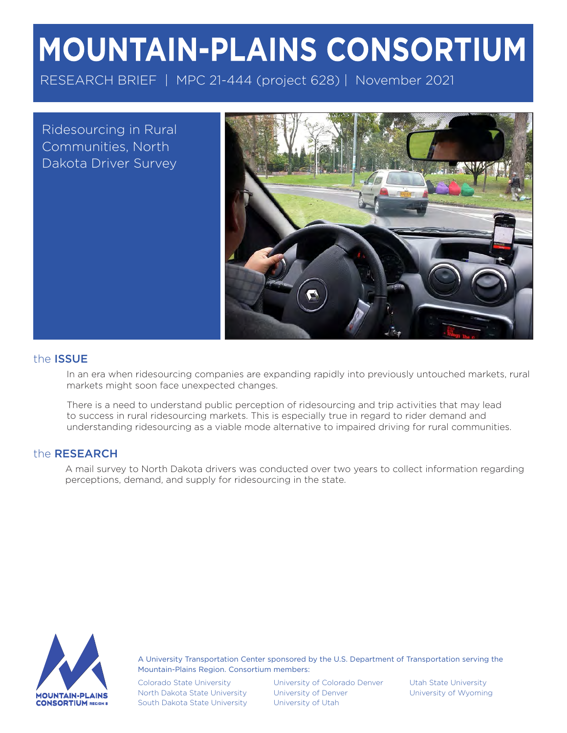# MOUNTAIN-PLAINS CONSORTIUM

RESEARCH BRIEF | MPC 21-444 (project 628) | November 2021

## Ridesourcing in Rural Communities, North Dakota Driver Survey

## the ISSUE

In an era when ridesourcing companies are expanding rapidly into previously untouched markets, rural markets might soon face unexpected changes.

There is a need to understand public perception of ridesourcing and trip activities that may lead to success in rural ridesourcing markets. This is especially true in regard to rider demand and understanding ridesourcing as a viable mode alternative to impaired driving for rural communities.

## the RESEARCH

A mail survey to North Dakota drivers was conducted over two years to collect information regarding perceptions, demand, and supply for ridesourcing in the state.

MOUNTAIN-PLAINS CONSORTIUM REGION 8

A University Transportation Center sponsored by the U.S. Department of Transportation serving the Mountain-Plains Region. Consortium members:

Colorado State University
North Dakota State University
South Dakota State University
University of Colorado Denver
University of Denver
University of Utah
Utah State University
University of Wyoming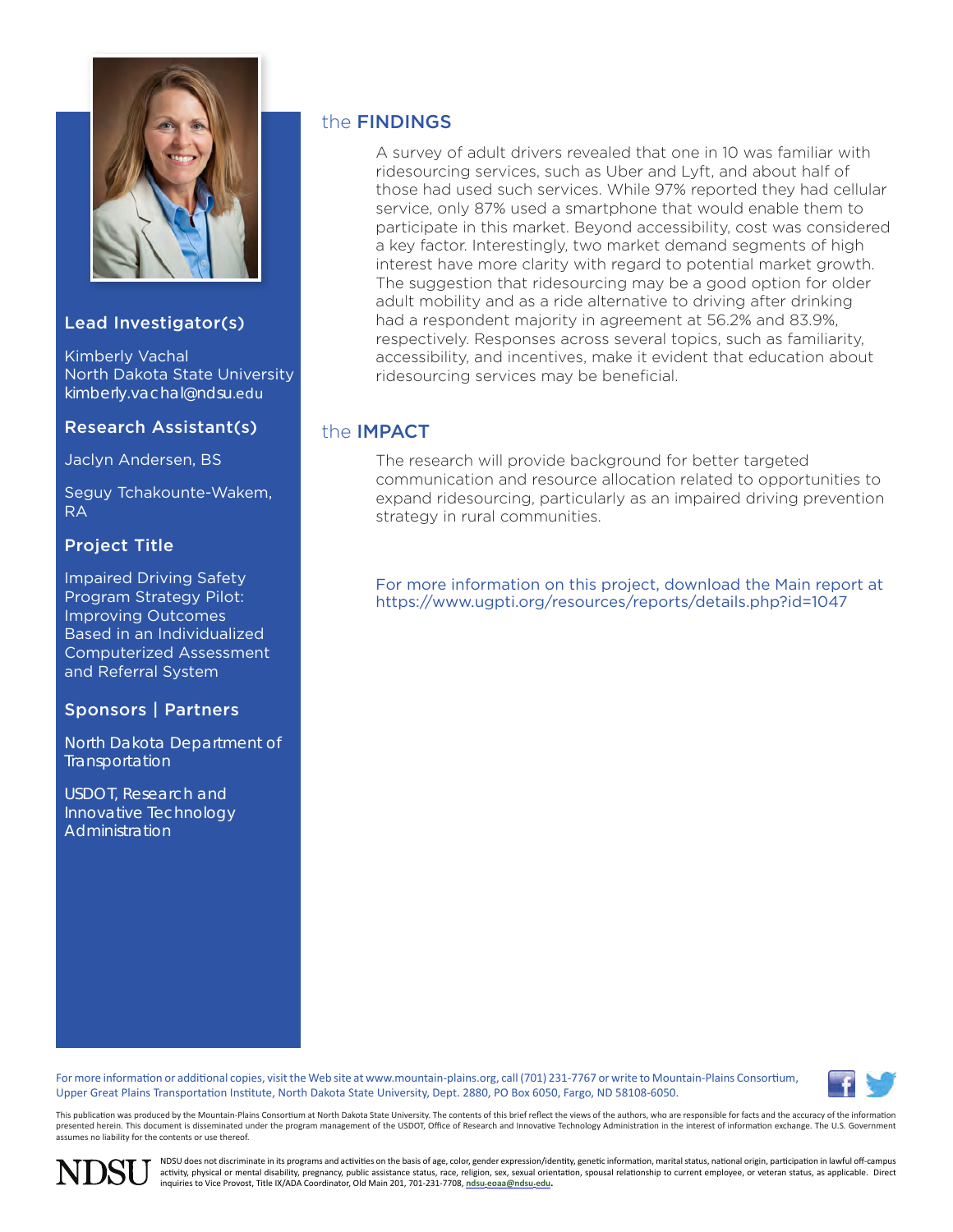### Lead Investigator(s)

Kimberly Vachal
North Dakota State University
kimberly.vachal@ndsu.edu

### Research Assistant(s)

Jaclyn Andersen, BS

Seguy Tchakounte-Wakem, RA

### Project Title

Impaired Driving Safety Program Strategy Pilot: Improving Outcomes Based in an Individualized Computerized Assessment and Referral System

### Sponsors | Partners

North Dakota Department of Transportation

USDOT, Research and Innovative Technology Administration

## the FINDINGS

A survey of adult drivers revealed that one in 10 was familiar with ridesourcing services, such as Uber and Lyft, and about half of those had used such services. While 97% reported they had cellular service, only 87% used a smartphone that would enable them to participate in this market. Beyond accessibility, cost was considered a key factor. Interestingly, two market demand segments of high interest have more clarity with regard to potential market growth. The suggestion that ridesourcing may be a good option for older adult mobility and as a ride alternative to driving after drinking had a respondent majority in agreement at 56.2% and 83.9%, respectively. Responses across several topics, such as familiarity, accessibility, and incentives, make it evident that education about ridesourcing services may be beneficial.

## the IMPACT

The research will provide background for better targeted communication and resource allocation related to opportunities to expand ridesourcing, particularly as an impaired driving prevention strategy in rural communities.

For more information on this project, download the Main report at https://www.ugpti.org/resources/reports/details.php?id=1047

For more information or additional copies, visit the Web site at www.mountain-plains.org, call (701) 231-7767 or write to Mountain-Plains Consortium, Upper Great Plains Transportation Institute, North Dakota State University, Dept. 2880, PO Box 6050, Fargo, ND 58108-6050.

This publication was produced by the Mountain-Plains Consortium at North Dakota State University. The contents of this brief reflect the views of the authors, who are responsible for facts and the accuracy of the information presented herein. This document is disseminated under the program management of the USDOT, Office of Research and Innovative Technology Administration in the interest of information exchange. The U.S. Government assumes no liability for the contents or use thereof.

NDSU

NDSU does not discriminate in its programs and activities on the basis of age, color, gender expression/identity, genetic information, marital status, national origin, participation in lawful off-campus activity, physical or mental disability, pregnancy, public assistance status, race, religion, sex, sexual orientation, spousal relationship to current employee, or veteran status, as applicable. Direct inquiries to Vice Provost, Title IX/ADA Coordinator, Old Main 201, 701-231-7708, ndsu.eoaa@ndsu.edu.